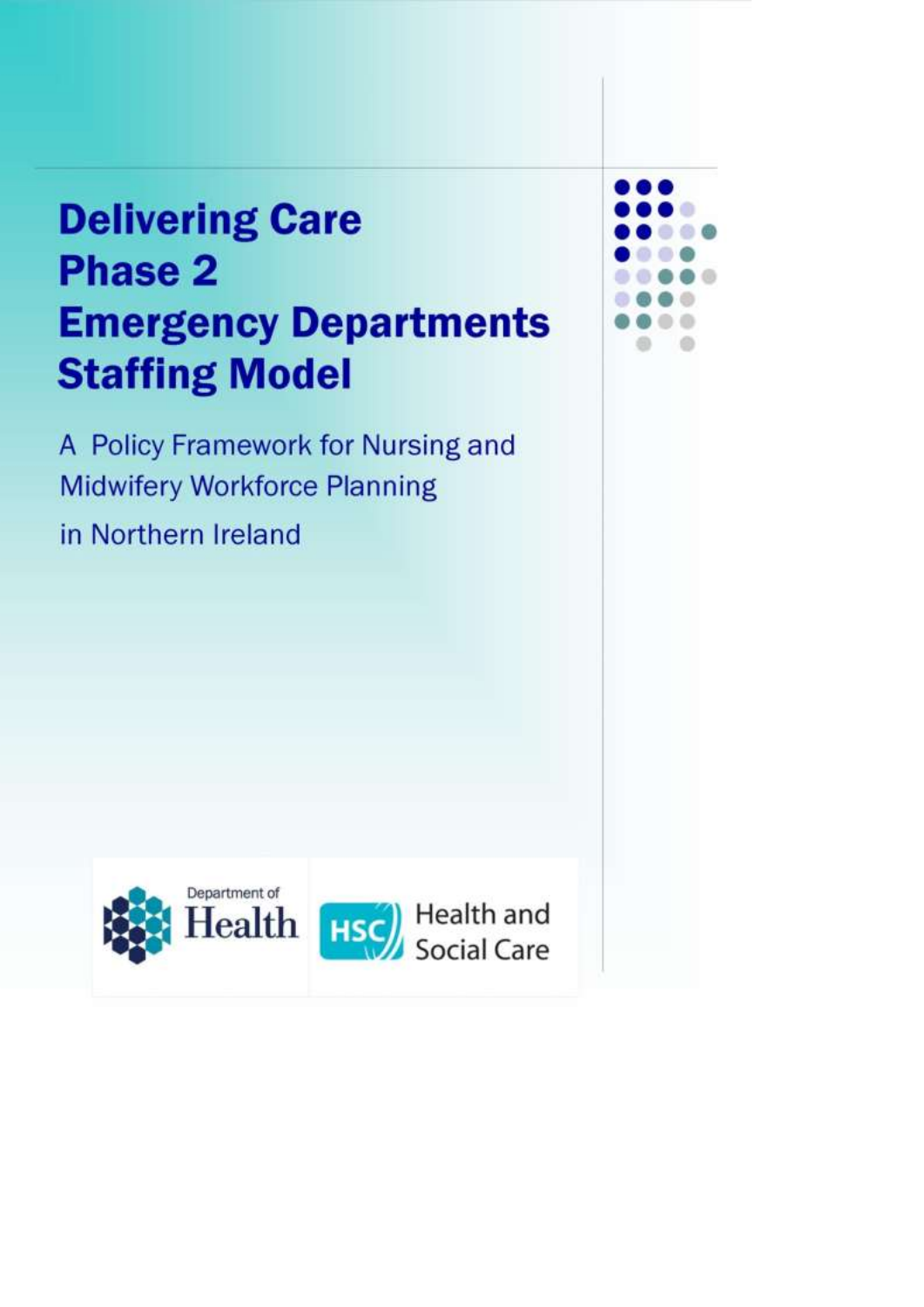# Delivering Care Phase 2 Emergency Departments Staffing Model

A Policy Framework for Nursing and Midwifery Workforce Planning in Northern Ireland

Department of Health

HSC Health and Social Care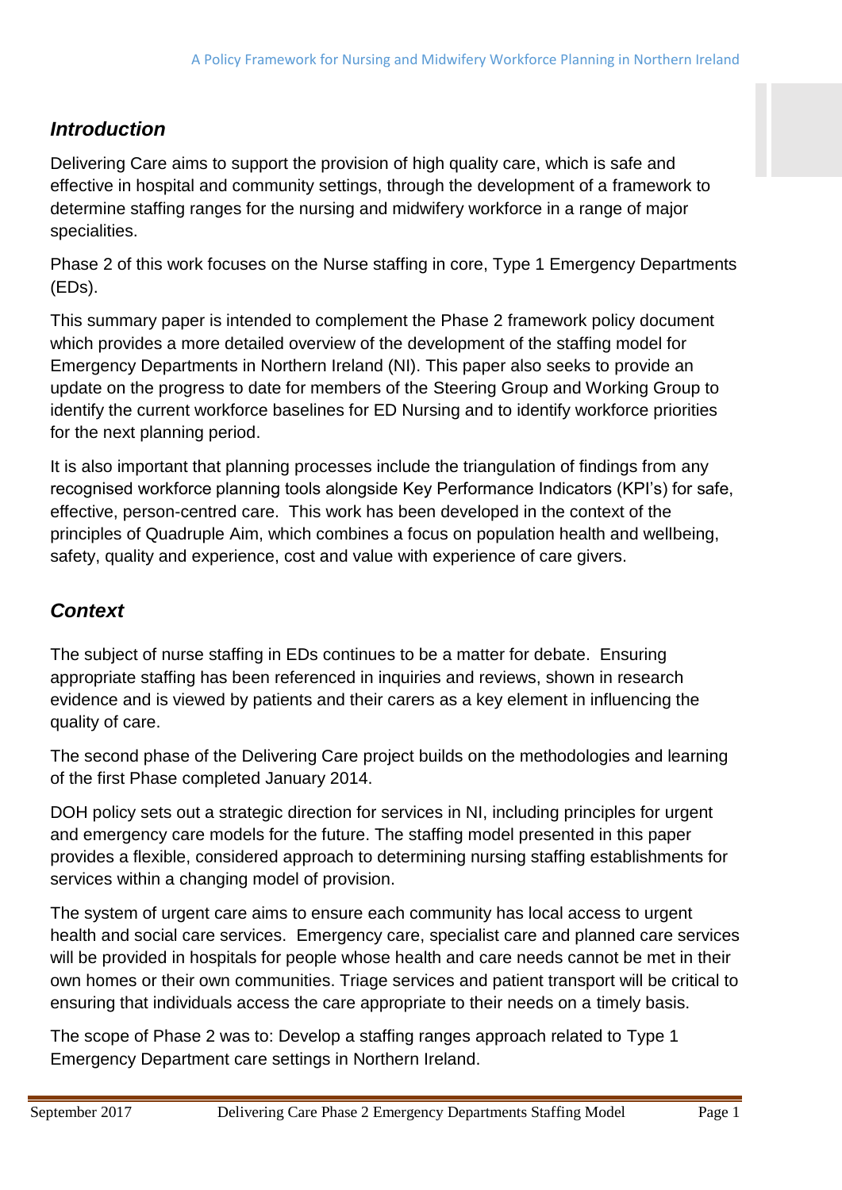## *Introduction*

Delivering Care aims to support the provision of high quality care, which is safe and effective in hospital and community settings, through the development of a framework to determine staffing ranges for the nursing and midwifery workforce in a range of major specialities.

Phase 2 of this work focuses on the Nurse staffing in core, Type 1 Emergency Departments (EDs).

This summary paper is intended to complement the Phase 2 framework policy document which provides a more detailed overview of the development of the staffing model for Emergency Departments in Northern Ireland (NI). This paper also seeks to provide an update on the progress to date for members of the Steering Group and Working Group to identify the current workforce baselines for ED Nursing and to identify workforce priorities for the next planning period.

It is also important that planning processes include the triangulation of findings from any recognised workforce planning tools alongside Key Performance Indicators (KPI's) for safe, effective, person-centred care. This work has been developed in the context of the principles of Quadruple Aim, which combines a focus on population health and wellbeing, safety, quality and experience, cost and value with experience of care givers.

## *Context*

The subject of nurse staffing in EDs continues to be a matter for debate. Ensuring appropriate staffing has been referenced in inquiries and reviews, shown in research evidence and is viewed by patients and their carers as a key element in influencing the quality of care.

The second phase of the Delivering Care project builds on the methodologies and learning of the first Phase completed January 2014.

DOH policy sets out a strategic direction for services in NI, including principles for urgent and emergency care models for the future. The staffing model presented in this paper provides a flexible, considered approach to determining nursing staffing establishments for services within a changing model of provision.

The system of urgent care aims to ensure each community has local access to urgent health and social care services. Emergency care, specialist care and planned care services will be provided in hospitals for people whose health and care needs cannot be met in their own homes or their own communities. Triage services and patient transport will be critical to ensuring that individuals access the care appropriate to their needs on a timely basis.

The scope of Phase 2 was to: Develop a staffing ranges approach related to Type 1 Emergency Department care settings in Northern Ireland.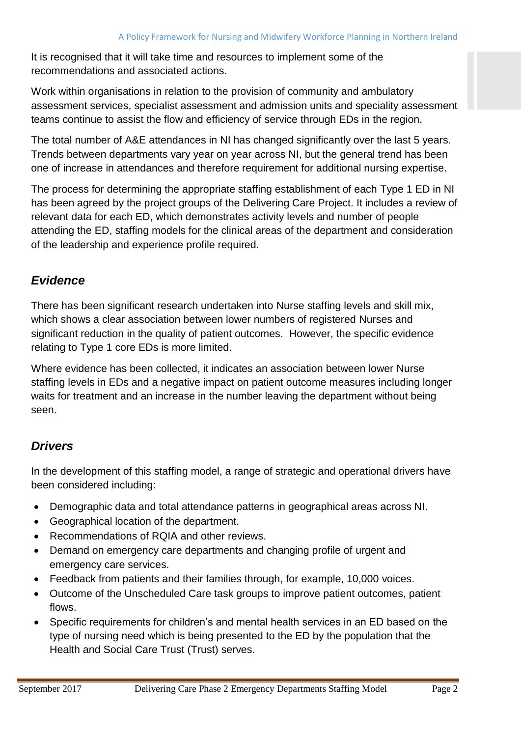It is recognised that it will take time and resources to implement some of the recommendations and associated actions.

Work within organisations in relation to the provision of community and ambulatory assessment services, specialist assessment and admission units and speciality assessment teams continue to assist the flow and efficiency of service through EDs in the region.

The total number of A&E attendances in NI has changed significantly over the last 5 years. Trends between departments vary year on year across NI, but the general trend has been one of increase in attendances and therefore requirement for additional nursing expertise.

The process for determining the appropriate staffing establishment of each Type 1 ED in NI has been agreed by the project groups of the Delivering Care Project. It includes a review of relevant data for each ED, which demonstrates activity levels and number of people attending the ED, staffing models for the clinical areas of the department and consideration of the leadership and experience profile required.

## *Evidence*

There has been significant research undertaken into Nurse staffing levels and skill mix, which shows a clear association between lower numbers of registered Nurses and significant reduction in the quality of patient outcomes. However, the specific evidence relating to Type 1 core EDs is more limited.

Where evidence has been collected, it indicates an association between lower Nurse staffing levels in EDs and a negative impact on patient outcome measures including longer waits for treatment and an increase in the number leaving the department without being seen.

## *Drivers*

In the development of this staffing model, a range of strategic and operational drivers have been considered including:

- Demographic data and total attendance patterns in geographical areas across NI.
- Geographical location of the department.
- Recommendations of RQIA and other reviews.
- Demand on emergency care departments and changing profile of urgent and emergency care services.
- Feedback from patients and their families through, for example, 10,000 voices.
- Outcome of the Unscheduled Care task groups to improve patient outcomes, patient flows.
- Specific requirements for children's and mental health services in an ED based on the type of nursing need which is being presented to the ED by the population that the Health and Social Care Trust (Trust) serves.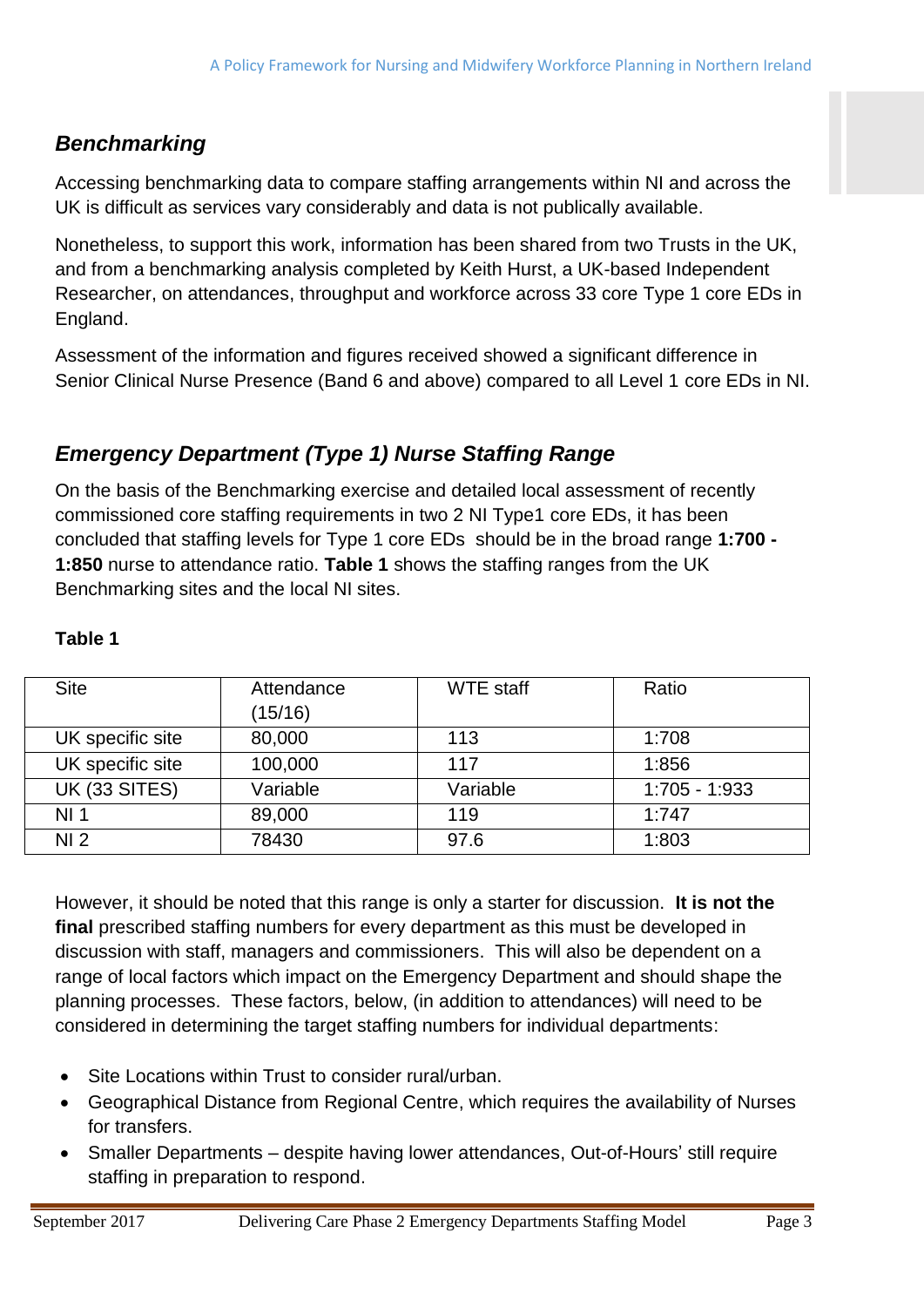### *Benchmarking*

Accessing benchmarking data to compare staffing arrangements within NI and across the UK is difficult as services vary considerably and data is not publically available.

Nonetheless, to support this work, information has been shared from two Trusts in the UK, and from a benchmarking analysis completed by Keith Hurst, a UK-based Independent Researcher, on attendances, throughput and workforce across 33 core Type 1 core EDs in England.

Assessment of the information and figures received showed a significant difference in Senior Clinical Nurse Presence (Band 6 and above) compared to all Level 1 core EDs in NI.

### *Emergency Department (Type 1) Nurse Staffing Range*

On the basis of the Benchmarking exercise and detailed local assessment of recently commissioned core staffing requirements in two 2 NI Type1 core EDs, it has been concluded that staffing levels for Type 1 core EDs should be in the broad range **1:700 - 1:850** nurse to attendance ratio. **Table 1** shows the staffing ranges from the UK Benchmarking sites and the local NI sites.

**Table 1**

| Site | Attendance (15/16) | WTE staff | Ratio |
|---|---|---|---|
| UK specific site | 80,000 | 113 | 1:708 |
| UK specific site | 100,000 | 117 | 1:856 |
| UK (33 SITES) | Variable | Variable | 1:705 - 1:933 |
| NI 1 | 89,000 | 119 | 1:747 |
| NI 2 | 78430 | 97.6 | 1:803 |

However, it should be noted that this range is only a starter for discussion. **It is not the final** prescribed staffing numbers for every department as this must be developed in discussion with staff, managers and commissioners. This will also be dependent on a range of local factors which impact on the Emergency Department and should shape the planning processes. These factors, below, (in addition to attendances) will need to be considered in determining the target staffing numbers for individual departments:

- Site Locations within Trust to consider rural/urban.
- Geographical Distance from Regional Centre, which requires the availability of Nurses for transfers.
- Smaller Departments – despite having lower attendances, Out-of-Hours' still require staffing in preparation to respond.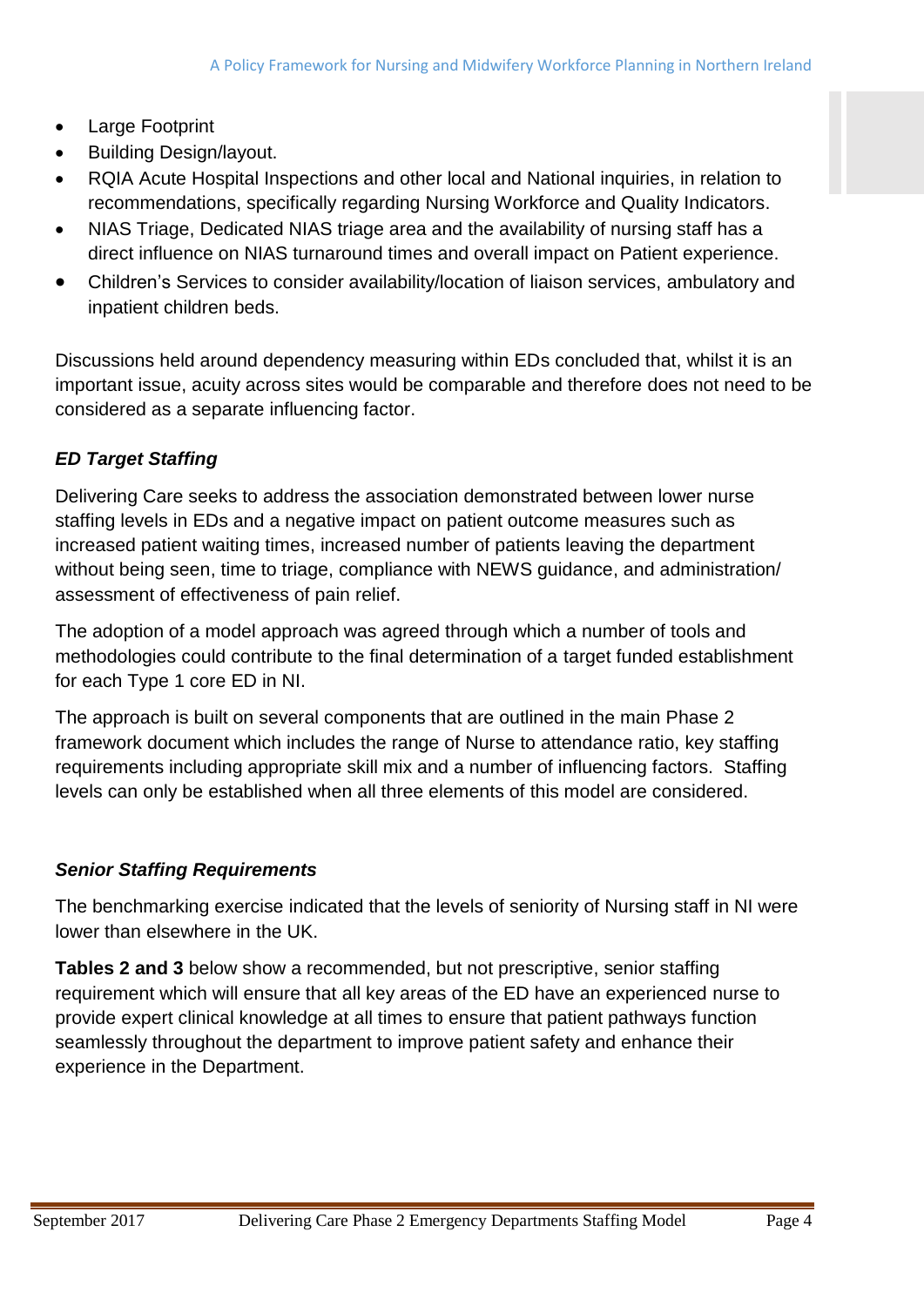- Large Footprint
- Building Design/layout.
- RQIA Acute Hospital Inspections and other local and National inquiries, in relation to recommendations, specifically regarding Nursing Workforce and Quality Indicators.
- NIAS Triage, Dedicated NIAS triage area and the availability of nursing staff has a direct influence on NIAS turnaround times and overall impact on Patient experience.
- Children's Services to consider availability/location of liaison services, ambulatory and inpatient children beds.

Discussions held around dependency measuring within EDs concluded that, whilst it is an important issue, acuity across sites would be comparable and therefore does not need to be considered as a separate influencing factor.

***ED Target Staffing***

Delivering Care seeks to address the association demonstrated between lower nurse staffing levels in EDs and a negative impact on patient outcome measures such as increased patient waiting times, increased number of patients leaving the department without being seen, time to triage, compliance with NEWS guidance, and administration/ assessment of effectiveness of pain relief.

The adoption of a model approach was agreed through which a number of tools and methodologies could contribute to the final determination of a target funded establishment for each Type 1 core ED in NI.

The approach is built on several components that are outlined in the main Phase 2 framework document which includes the range of Nurse to attendance ratio, key staffing requirements including appropriate skill mix and a number of influencing factors. Staffing levels can only be established when all three elements of this model are considered.

***Senior Staffing Requirements***

The benchmarking exercise indicated that the levels of seniority of Nursing staff in NI were lower than elsewhere in the UK.

**Tables 2 and 3** below show a recommended, but not prescriptive, senior staffing requirement which will ensure that all key areas of the ED have an experienced nurse to provide expert clinical knowledge at all times to ensure that patient pathways function seamlessly throughout the department to improve patient safety and enhance their experience in the Department.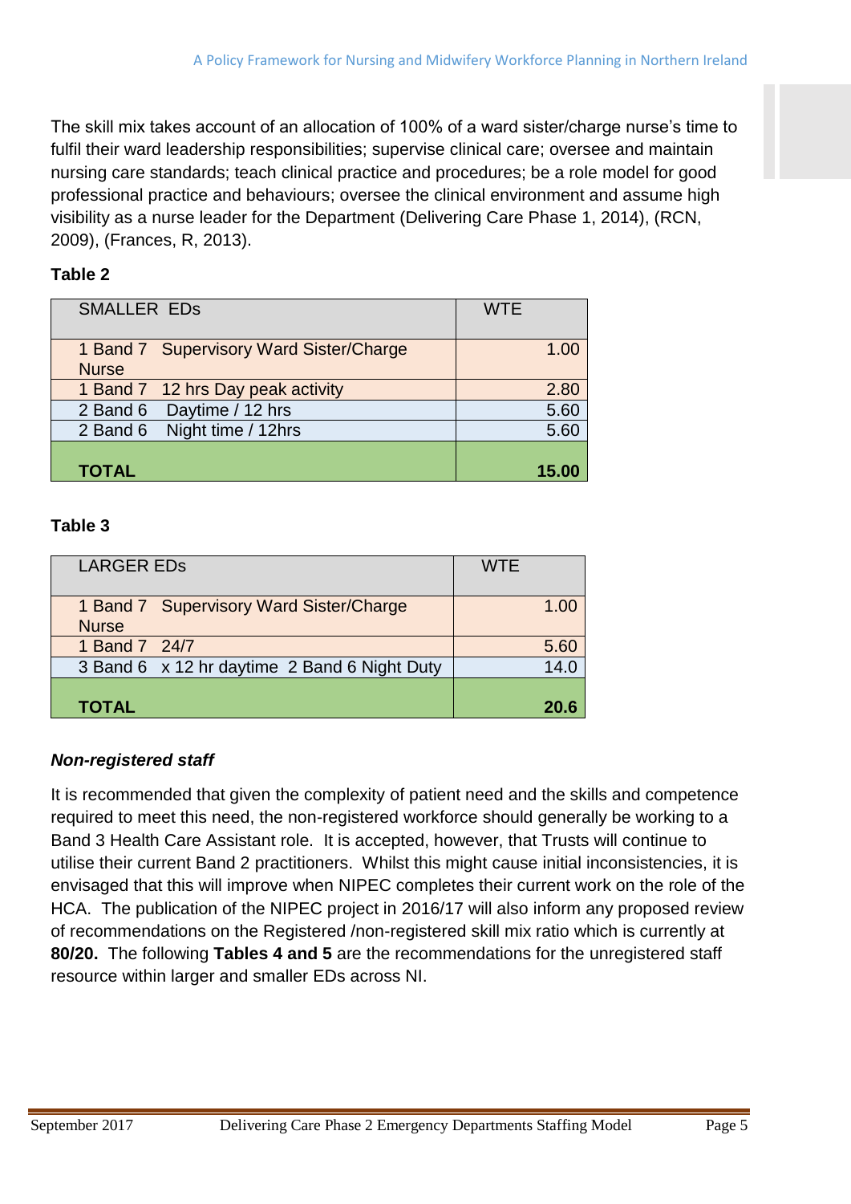The skill mix takes account of an allocation of 100% of a ward sister/charge nurse's time to fulfil their ward leadership responsibilities; supervise clinical care; oversee and maintain nursing care standards; teach clinical practice and procedures; be a role model for good professional practice and behaviours; oversee the clinical environment and assume high visibility as a nurse leader for the Department (Delivering Care Phase 1, 2014), (RCN, 2009), (Frances, R, 2013).

**Table 2**

| SMALLER EDs | WTE |
|---|---|
| 1 Band 7 Supervisory Ward Sister/Charge Nurse | 1.00 |
| 1 Band 7 12 hrs Day peak activity | 2.80 |
| 2 Band 6 Daytime / 12 hrs | 5.60 |
| 2 Band 6 Night time / 12hrs | 5.60 |
| **TOTAL** | **15.00** |

**Table 3**

| LARGER EDs | WTE |
|---|---|
| 1 Band 7 Supervisory Ward Sister/Charge Nurse | 1.00 |
| 1 Band 7 24/7 | 5.60 |
| 3 Band 6 x 12 hr daytime 2 Band 6 Night Duty | 14.0 |
| **TOTAL** | **20.6** |

***Non-registered staff***

It is recommended that given the complexity of patient need and the skills and competence required to meet this need, the non-registered workforce should generally be working to a Band 3 Health Care Assistant role. It is accepted, however, that Trusts will continue to utilise their current Band 2 practitioners. Whilst this might cause initial inconsistencies, it is envisaged that this will improve when NIPEC completes their current work on the role of the HCA. The publication of the NIPEC project in 2016/17 will also inform any proposed review of recommendations on the Registered /non-registered skill mix ratio which is currently at **80/20.** The following **Tables 4 and 5** are the recommendations for the unregistered staff resource within larger and smaller EDs across NI.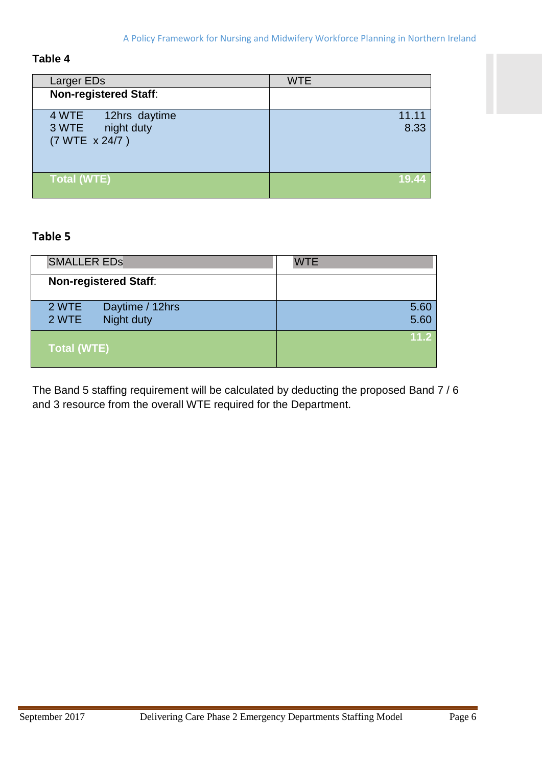**Table 4**

| Larger EDs | WTE |
|---|---|
| **Non-registered Staff**: | |
| 4 WTE 12hrs daytime<br>3 WTE night duty<br>(7 WTE x 24/7 ) | 11.11<br>8.33 |
| **Total (WTE)** | **19.44** |

**Table 5**

| SMALLER EDs | WTE |
|---|---|
| **Non-registered Staff**: | |
| 2 WTE Daytime / 12hrs<br>2 WTE Night duty | 5.60<br>5.60 |
| **Total (WTE)** | **11.2** |

The Band 5 staffing requirement will be calculated by deducting the proposed Band 7 / 6 and 3 resource from the overall WTE required for the Department.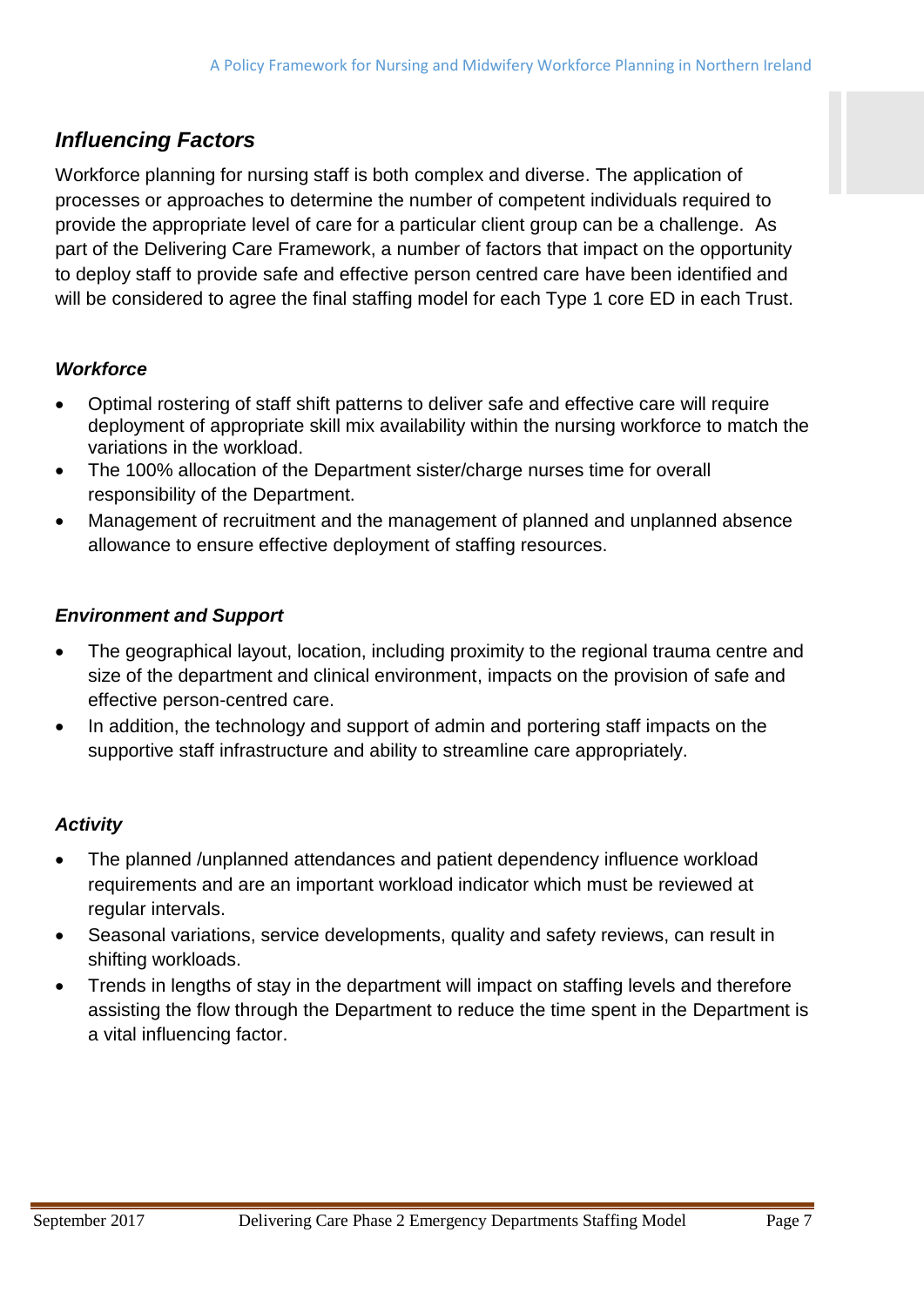## *Influencing Factors*

Workforce planning for nursing staff is both complex and diverse. The application of processes or approaches to determine the number of competent individuals required to provide the appropriate level of care for a particular client group can be a challenge. As part of the Delivering Care Framework, a number of factors that impact on the opportunity to deploy staff to provide safe and effective person centred care have been identified and will be considered to agree the final staffing model for each Type 1 core ED in each Trust.

### *Workforce*

- Optimal rostering of staff shift patterns to deliver safe and effective care will require deployment of appropriate skill mix availability within the nursing workforce to match the variations in the workload.
- The 100% allocation of the Department sister/charge nurses time for overall responsibility of the Department.
- Management of recruitment and the management of planned and unplanned absence allowance to ensure effective deployment of staffing resources.

### *Environment and Support*

- The geographical layout, location, including proximity to the regional trauma centre and size of the department and clinical environment, impacts on the provision of safe and effective person-centred care.
- In addition, the technology and support of admin and portering staff impacts on the supportive staff infrastructure and ability to streamline care appropriately.

### *Activity*

- The planned /unplanned attendances and patient dependency influence workload requirements and are an important workload indicator which must be reviewed at regular intervals.
- Seasonal variations, service developments, quality and safety reviews, can result in shifting workloads.
- Trends in lengths of stay in the department will impact on staffing levels and therefore assisting the flow through the Department to reduce the time spent in the Department is a vital influencing factor.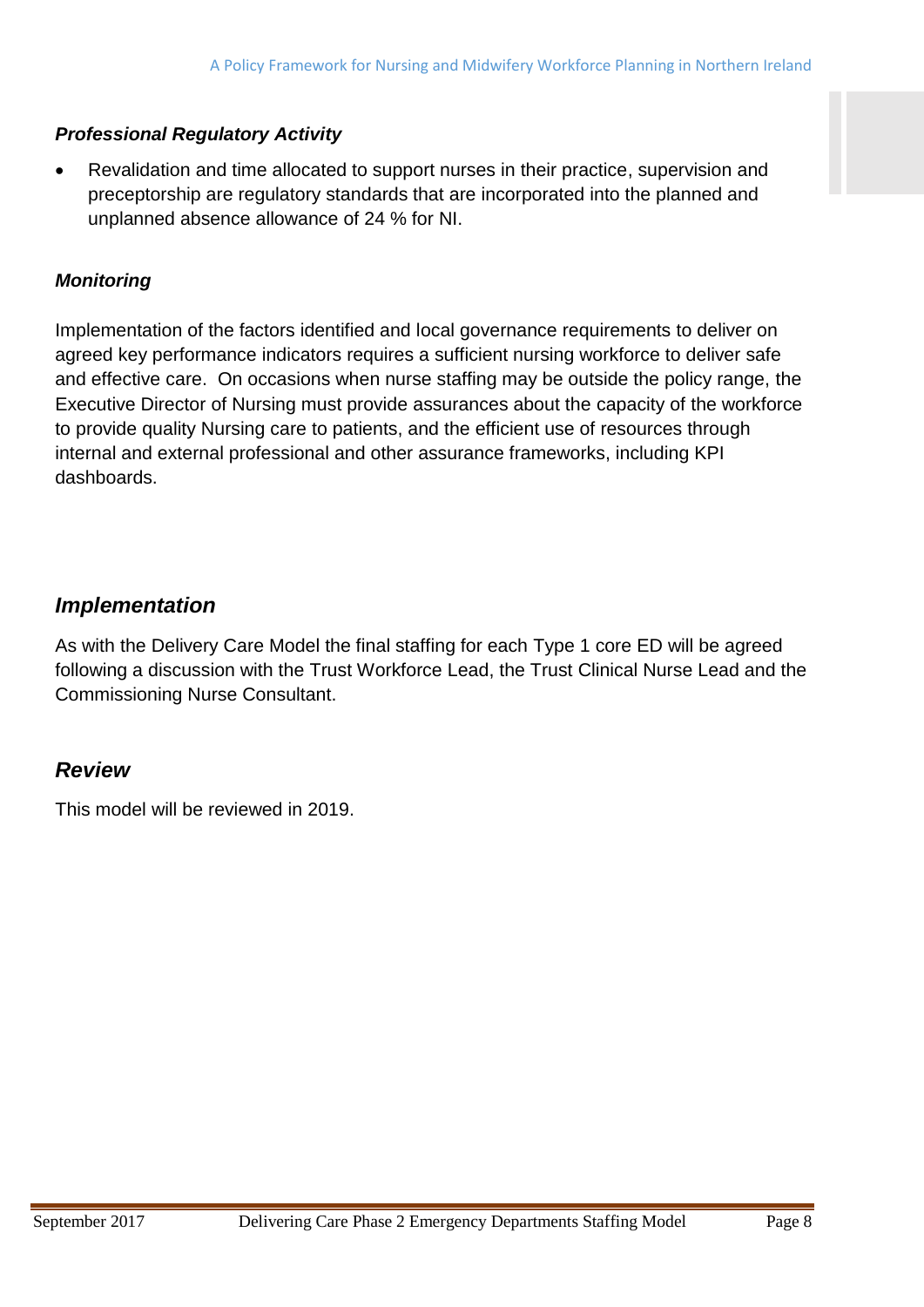***Professional Regulatory Activity***

- Revalidation and time allocated to support nurses in their practice, supervision and preceptorship are regulatory standards that are incorporated into the planned and unplanned absence allowance of 24 % for NI.

***Monitoring***

Implementation of the factors identified and local governance requirements to deliver on agreed key performance indicators requires a sufficient nursing workforce to deliver safe and effective care. On occasions when nurse staffing may be outside the policy range, the Executive Director of Nursing must provide assurances about the capacity of the workforce to provide quality Nursing care to patients, and the efficient use of resources through internal and external professional and other assurance frameworks, including KPI dashboards.

## *Implementation*

As with the Delivery Care Model the final staffing for each Type 1 core ED will be agreed following a discussion with the Trust Workforce Lead, the Trust Clinical Nurse Lead and the Commissioning Nurse Consultant.

## *Review*

This model will be reviewed in 2019.